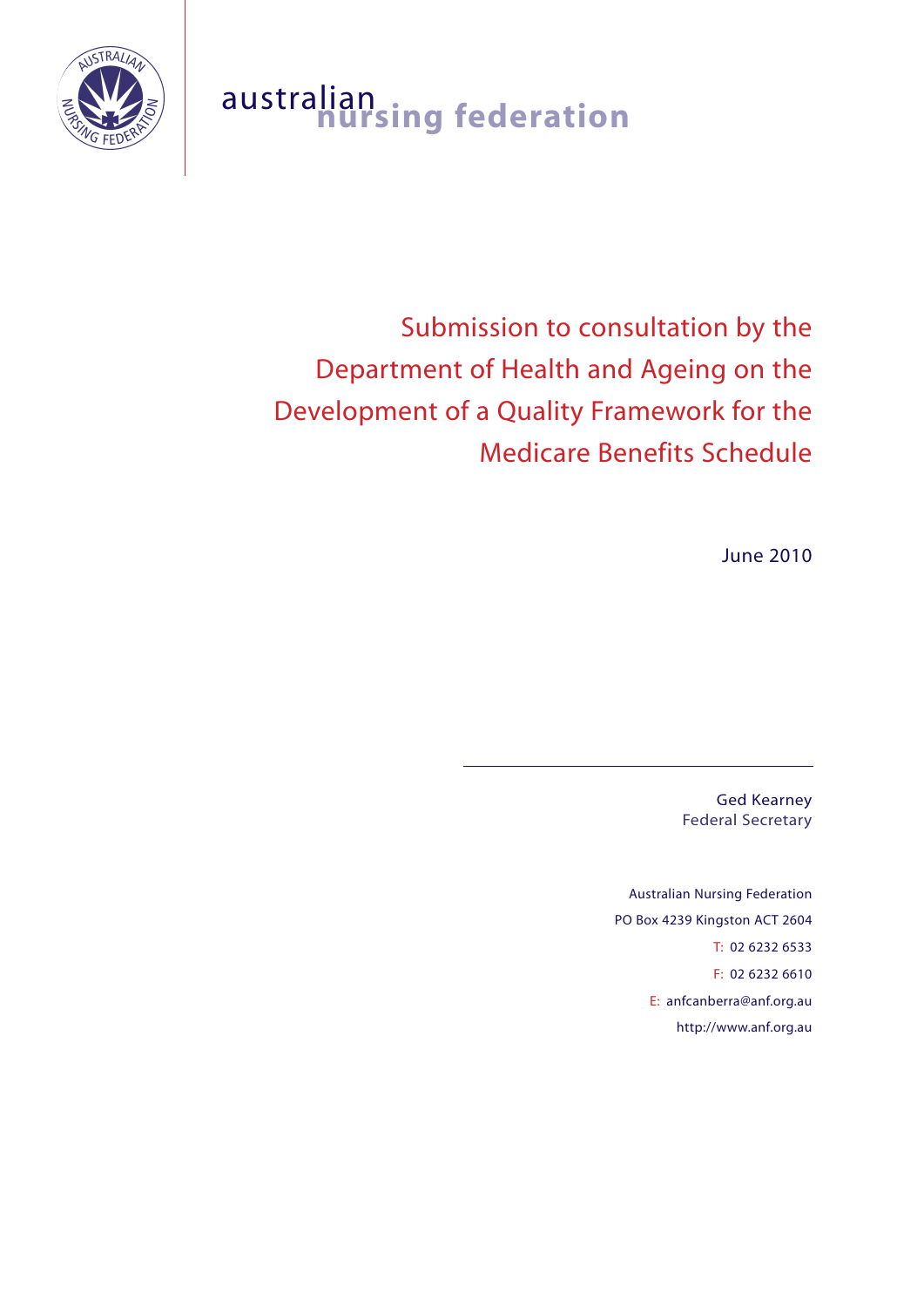australian nursing federation

# Submission to consultation by the Department of Health and Ageing on the Development of a Quality Framework for the Medicare Benefits Schedule

June 2010

Ged Kearney
Federal Secretary

Australian Nursing Federation
PO Box 4239 Kingston ACT 2604
T: 02 6232 6533
F: 02 6232 6610
E: anfcanberra@anf.org.au
http://www.anf.org.au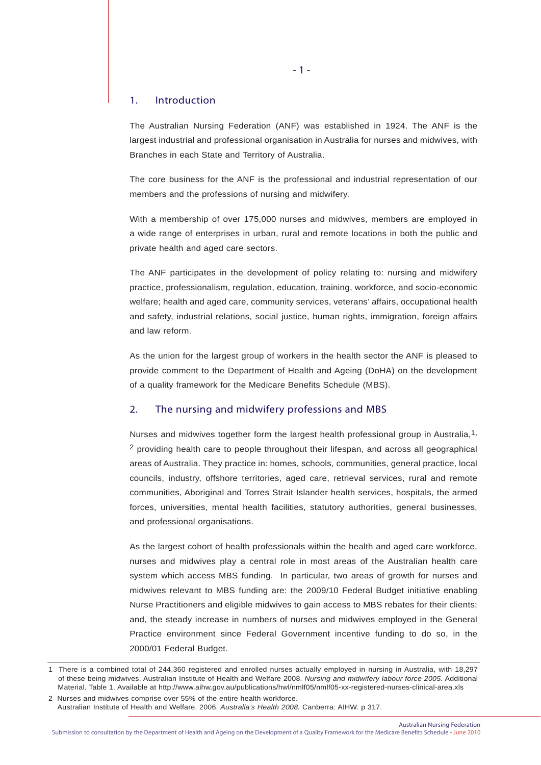## 1. Introduction

The Australian Nursing Federation (ANF) was established in 1924. The ANF is the largest industrial and professional organisation in Australia for nurses and midwives, with Branches in each State and Territory of Australia.

The core business for the ANF is the professional and industrial representation of our members and the professions of nursing and midwifery.

With a membership of over 175,000 nurses and midwives, members are employed in a wide range of enterprises in urban, rural and remote locations in both the public and private health and aged care sectors.

The ANF participates in the development of policy relating to: nursing and midwifery practice, professionalism, regulation, education, training, workforce, and socio-economic welfare; health and aged care, community services, veterans' affairs, occupational health and safety, industrial relations, social justice, human rights, immigration, foreign affairs and law reform.

As the union for the largest group of workers in the health sector the ANF is pleased to provide comment to the Department of Health and Ageing (DoHA) on the development of a quality framework for the Medicare Benefits Schedule (MBS).

## 2. The nursing and midwifery professions and MBS

Nurses and midwives together form the largest health professional group in Australia,[1, 2] providing health care to people throughout their lifespan, and across all geographical areas of Australia. They practice in: homes, schools, communities, general practice, local councils, industry, offshore territories, aged care, retrieval services, rural and remote communities, Aboriginal and Torres Strait Islander health services, hospitals, the armed forces, universities, mental health facilities, statutory authorities, general businesses, and professional organisations.

As the largest cohort of health professionals within the health and aged care workforce, nurses and midwives play a central role in most areas of the Australian health care system which access MBS funding. In particular, two areas of growth for nurses and midwives relevant to MBS funding are: the 2009/10 Federal Budget initiative enabling Nurse Practitioners and eligible midwives to gain access to MBS rebates for their clients; and, the steady increase in numbers of nurses and midwives employed in the General Practice environment since Federal Government incentive funding to do so, in the 2000/01 Federal Budget.

---

1 There is a combined total of 244,360 registered and enrolled nurses actually employed in nursing in Australia, with 18,297 of these being midwives. Australian Institute of Health and Welfare 2008. *Nursing and midwifery labour force 2005.* Additional Material. Table 1. Available at http://www.aihw.gov.au/publications/hwl/nmlf05/nmlf05-xx-registered-nurses-clinical-area.xls

2 Nurses and midwives comprise over 55% of the entire health workforce. Australian Institute of Health and Welfare. 2006. *Australia's Health 2008.* Canberra: AIHW. p 317.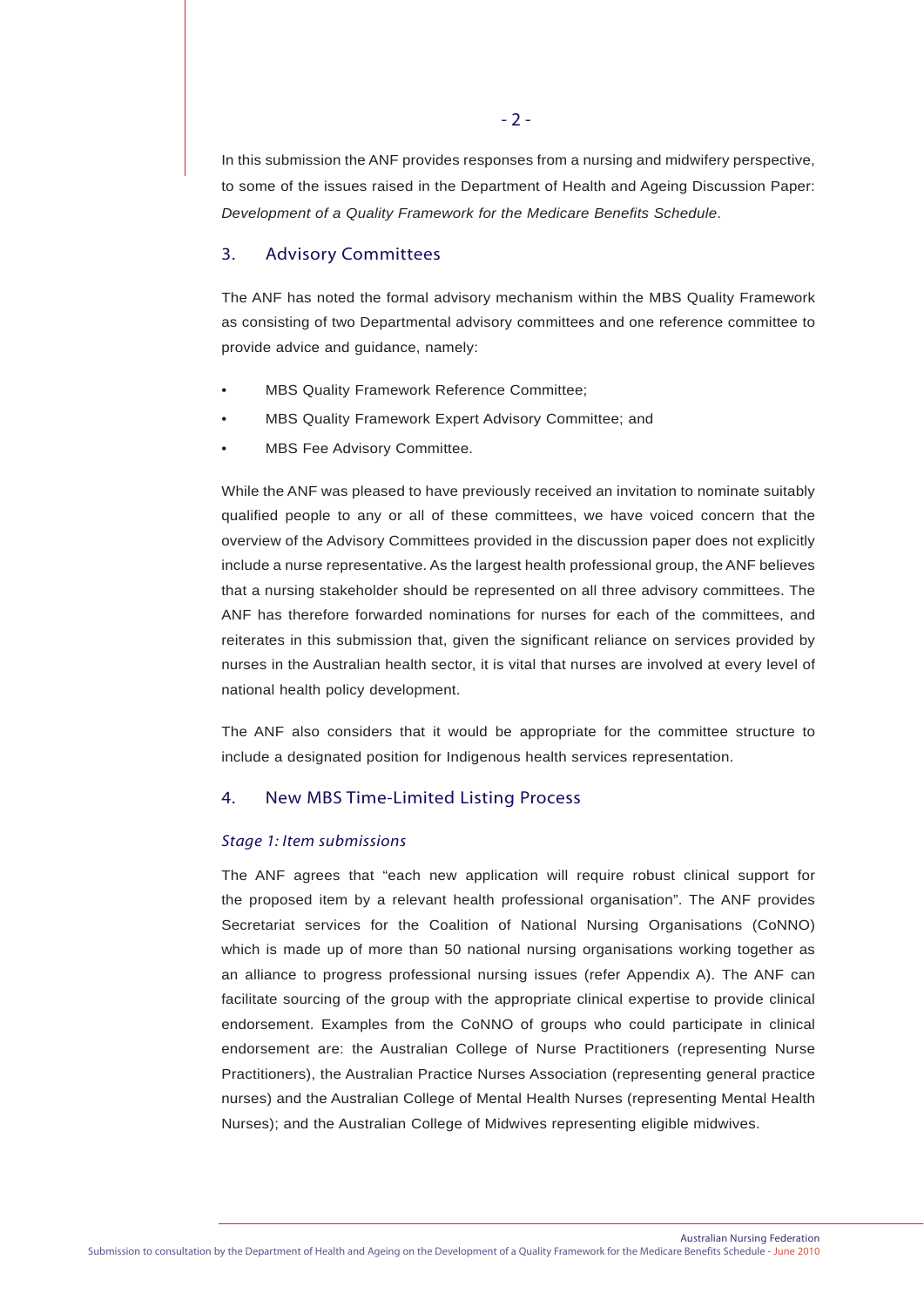In this submission the ANF provides responses from a nursing and midwifery perspective, to some of the issues raised in the Department of Health and Ageing Discussion Paper: *Development of a Quality Framework for the Medicare Benefits Schedule*.

## 3. Advisory Committees

The ANF has noted the formal advisory mechanism within the MBS Quality Framework as consisting of two Departmental advisory committees and one reference committee to provide advice and guidance, namely:

- MBS Quality Framework Reference Committee;
- MBS Quality Framework Expert Advisory Committee; and
- MBS Fee Advisory Committee.

While the ANF was pleased to have previously received an invitation to nominate suitably qualified people to any or all of these committees, we have voiced concern that the overview of the Advisory Committees provided in the discussion paper does not explicitly include a nurse representative. As the largest health professional group, the ANF believes that a nursing stakeholder should be represented on all three advisory committees. The ANF has therefore forwarded nominations for nurses for each of the committees, and reiterates in this submission that, given the significant reliance on services provided by nurses in the Australian health sector, it is vital that nurses are involved at every level of national health policy development.

The ANF also considers that it would be appropriate for the committee structure to include a designated position for Indigenous health services representation.

## 4. New MBS Time-Limited Listing Process

### *Stage 1: Item submissions*

The ANF agrees that "each new application will require robust clinical support for the proposed item by a relevant health professional organisation". The ANF provides Secretariat services for the Coalition of National Nursing Organisations (CoNNO) which is made up of more than 50 national nursing organisations working together as an alliance to progress professional nursing issues (refer Appendix A). The ANF can facilitate sourcing of the group with the appropriate clinical expertise to provide clinical endorsement. Examples from the CoNNO of groups who could participate in clinical endorsement are: the Australian College of Nurse Practitioners (representing Nurse Practitioners), the Australian Practice Nurses Association (representing general practice nurses) and the Australian College of Mental Health Nurses (representing Mental Health Nurses); and the Australian College of Midwives representing eligible midwives.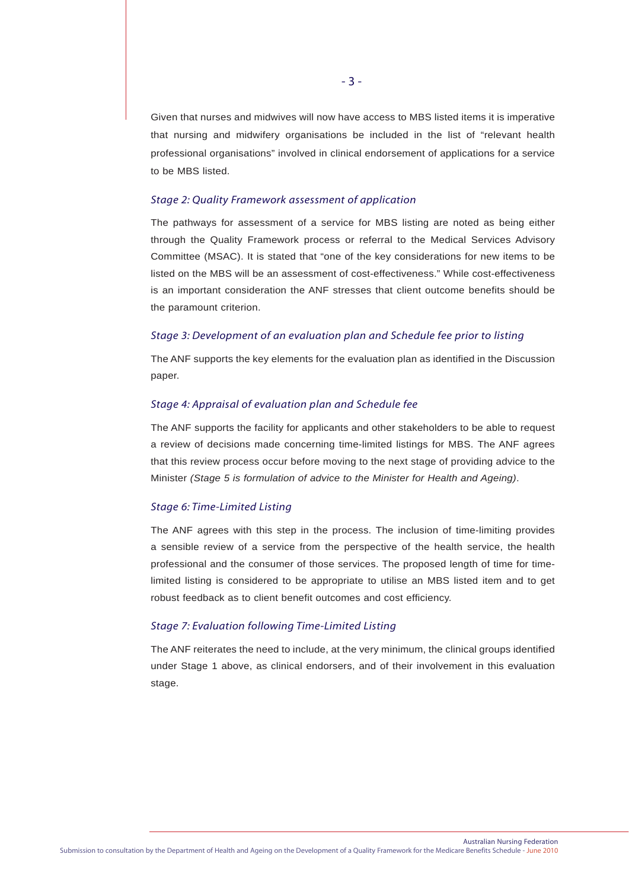Given that nurses and midwives will now have access to MBS listed items it is imperative that nursing and midwifery organisations be included in the list of "relevant health professional organisations" involved in clinical endorsement of applications for a service to be MBS listed.

### *Stage 2: Quality Framework assessment of application*

The pathways for assessment of a service for MBS listing are noted as being either through the Quality Framework process or referral to the Medical Services Advisory Committee (MSAC). It is stated that "one of the key considerations for new items to be listed on the MBS will be an assessment of cost-effectiveness." While cost-effectiveness is an important consideration the ANF stresses that client outcome benefits should be the paramount criterion.

### *Stage 3: Development of an evaluation plan and Schedule fee prior to listing*

The ANF supports the key elements for the evaluation plan as identified in the Discussion paper.

### *Stage 4: Appraisal of evaluation plan and Schedule fee*

The ANF supports the facility for applicants and other stakeholders to be able to request a review of decisions made concerning time-limited listings for MBS. The ANF agrees that this review process occur before moving to the next stage of providing advice to the Minister *(Stage 5 is formulation of advice to the Minister for Health and Ageing)*.

### *Stage 6: Time-Limited Listing*

The ANF agrees with this step in the process. The inclusion of time-limiting provides a sensible review of a service from the perspective of the health service, the health professional and the consumer of those services. The proposed length of time for time-limited listing is considered to be appropriate to utilise an MBS listed item and to get robust feedback as to client benefit outcomes and cost efficiency.

### *Stage 7: Evaluation following Time-Limited Listing*

The ANF reiterates the need to include, at the very minimum, the clinical groups identified under Stage 1 above, as clinical endorsers, and of their involvement in this evaluation stage.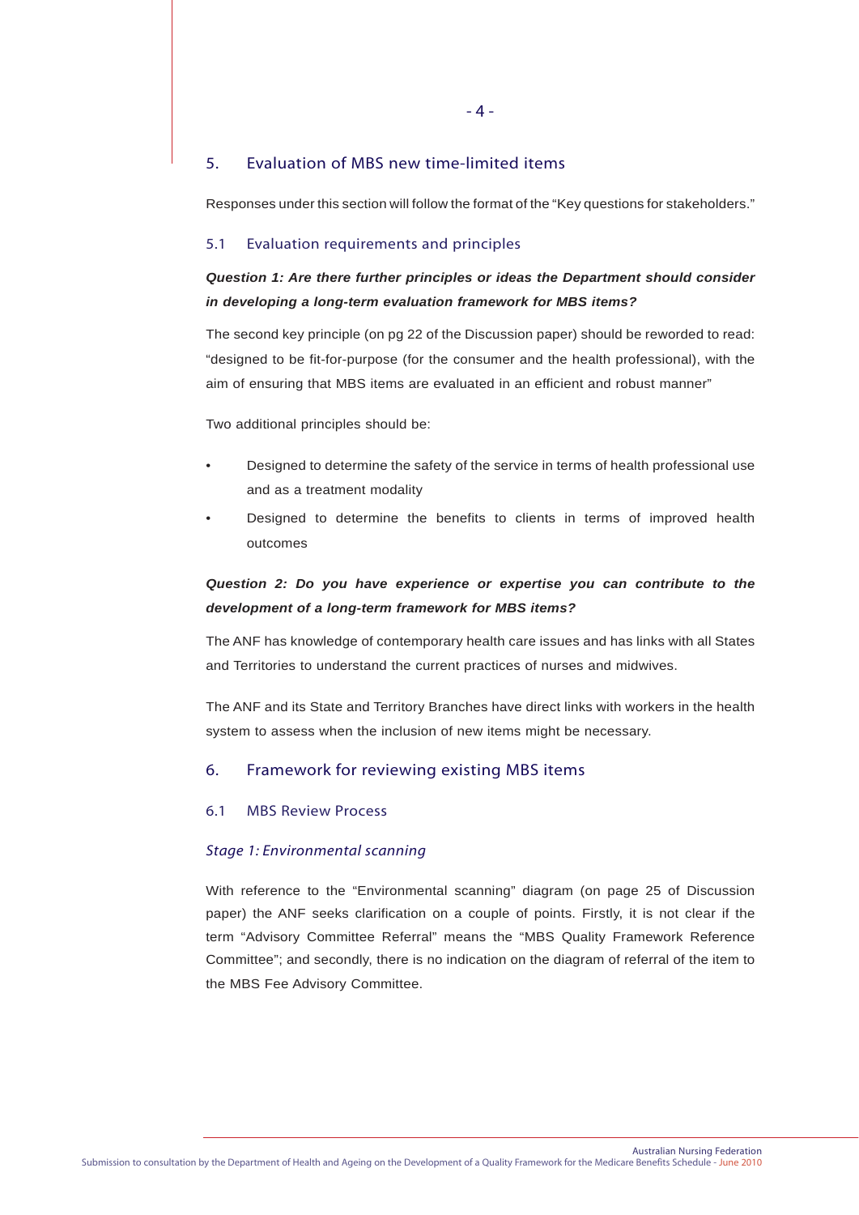## 5. Evaluation of MBS new time-limited items

Responses under this section will follow the format of the "Key questions for stakeholders."

### 5.1 Evaluation requirements and principles

***Question 1: Are there further principles or ideas the Department should consider in developing a long-term evaluation framework for MBS items?***

The second key principle (on pg 22 of the Discussion paper) should be reworded to read: "designed to be fit-for-purpose (for the consumer and the health professional), with the aim of ensuring that MBS items are evaluated in an efficient and robust manner"

Two additional principles should be:

- Designed to determine the safety of the service in terms of health professional use and as a treatment modality
- Designed to determine the benefits to clients in terms of improved health outcomes

***Question 2: Do you have experience or expertise you can contribute to the development of a long-term framework for MBS items?***

The ANF has knowledge of contemporary health care issues and has links with all States and Territories to understand the current practices of nurses and midwives.

The ANF and its State and Territory Branches have direct links with workers in the health system to assess when the inclusion of new items might be necessary.

## 6. Framework for reviewing existing MBS items

### 6.1 MBS Review Process

*Stage 1: Environmental scanning*

With reference to the "Environmental scanning" diagram (on page 25 of Discussion paper) the ANF seeks clarification on a couple of points. Firstly, it is not clear if the term "Advisory Committee Referral" means the "MBS Quality Framework Reference Committee"; and secondly, there is no indication on the diagram of referral of the item to the MBS Fee Advisory Committee.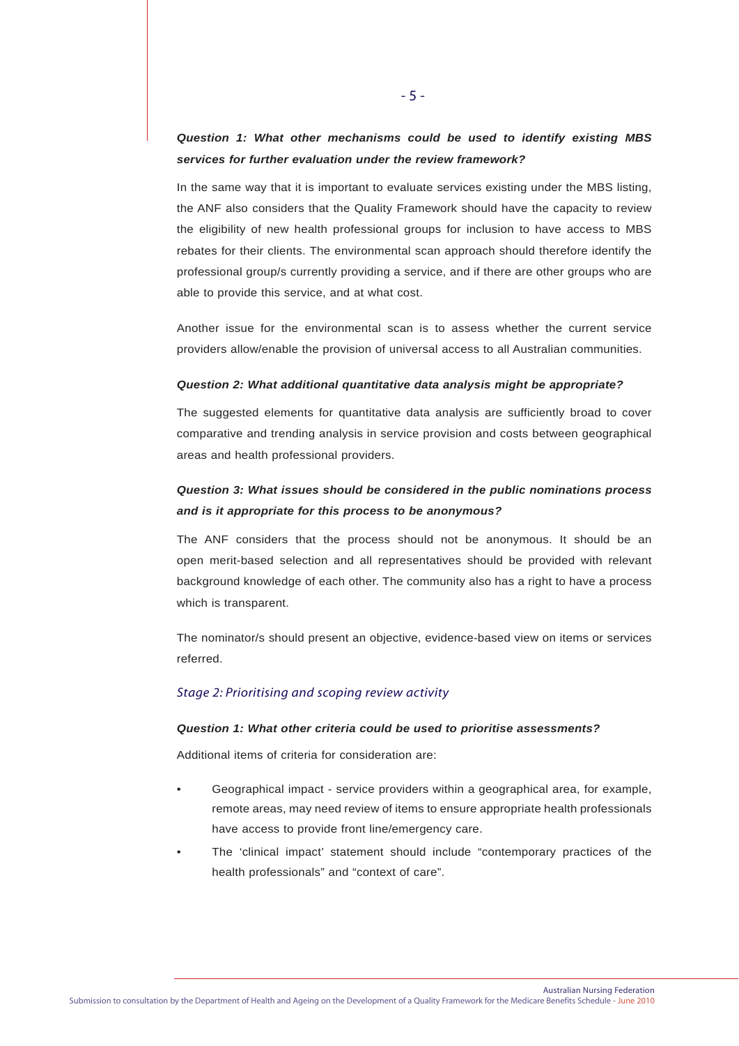***Question 1: What other mechanisms could be used to identify existing MBS services for further evaluation under the review framework?***

In the same way that it is important to evaluate services existing under the MBS listing, the ANF also considers that the Quality Framework should have the capacity to review the eligibility of new health professional groups for inclusion to have access to MBS rebates for their clients. The environmental scan approach should therefore identify the professional group/s currently providing a service, and if there are other groups who are able to provide this service, and at what cost.

Another issue for the environmental scan is to assess whether the current service providers allow/enable the provision of universal access to all Australian communities.

***Question 2: What additional quantitative data analysis might be appropriate?***

The suggested elements for quantitative data analysis are sufficiently broad to cover comparative and trending analysis in service provision and costs between geographical areas and health professional providers.

***Question 3: What issues should be considered in the public nominations process and is it appropriate for this process to be anonymous?***

The ANF considers that the process should not be anonymous. It should be an open merit-based selection and all representatives should be provided with relevant background knowledge of each other. The community also has a right to have a process which is transparent.

The nominator/s should present an objective, evidence-based view on items or services referred.

### *Stage 2: Prioritising and scoping review activity*

***Question 1: What other criteria could be used to prioritise assessments?***

Additional items of criteria for consideration are:

- Geographical impact - service providers within a geographical area, for example, remote areas, may need review of items to ensure appropriate health professionals have access to provide front line/emergency care.
- The 'clinical impact' statement should include "contemporary practices of the health professionals" and "context of care".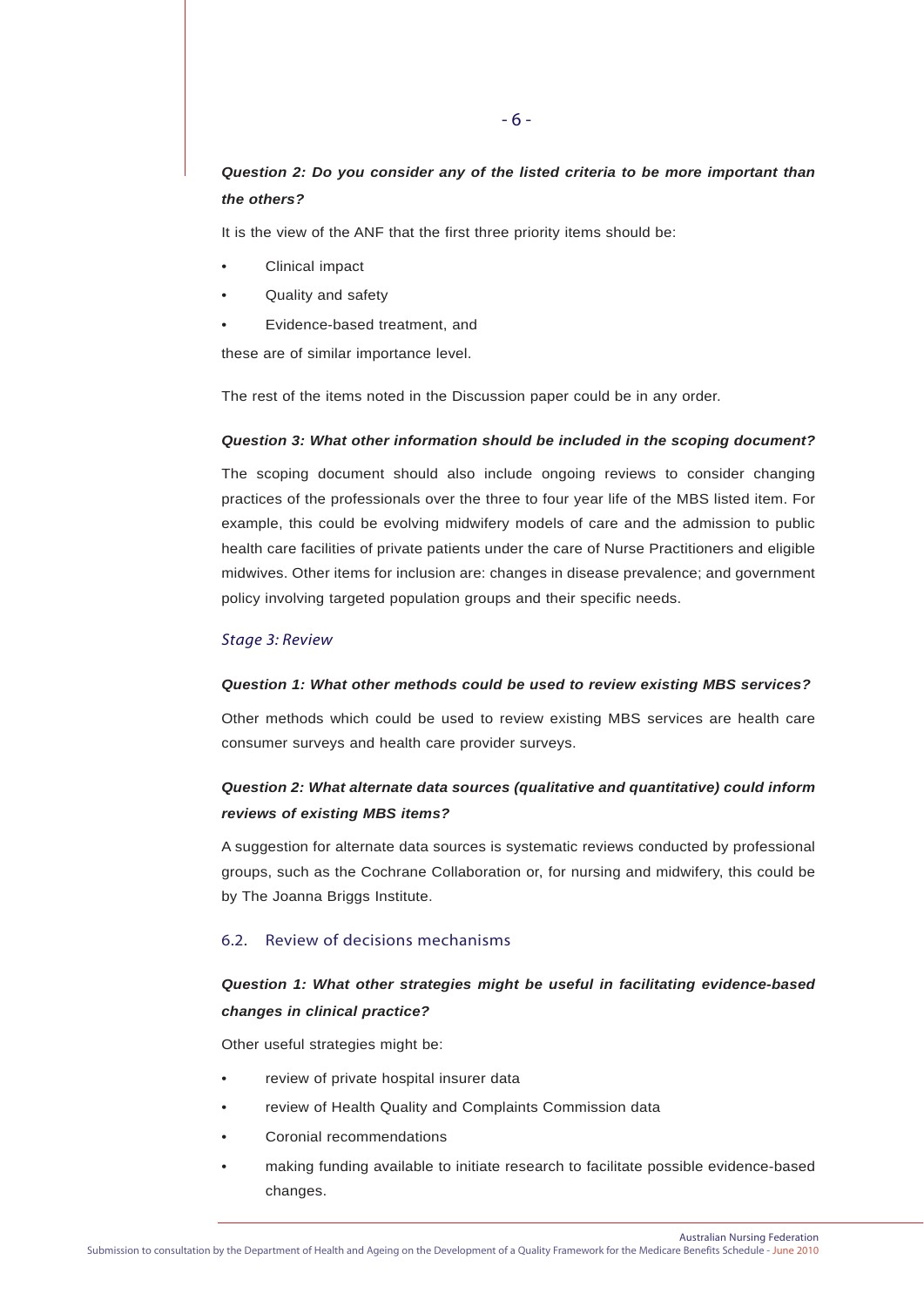***Question 2: Do you consider any of the listed criteria to be more important than the others?***

It is the view of the ANF that the first three priority items should be:

- Clinical impact
- Quality and safety
- Evidence-based treatment, and

these are of similar importance level.

The rest of the items noted in the Discussion paper could be in any order.

***Question 3: What other information should be included in the scoping document?***

The scoping document should also include ongoing reviews to consider changing practices of the professionals over the three to four year life of the MBS listed item. For example, this could be evolving midwifery models of care and the admission to public health care facilities of private patients under the care of Nurse Practitioners and eligible midwives. Other items for inclusion are: changes in disease prevalence; and government policy involving targeted population groups and their specific needs.

### *Stage 3: Review*

***Question 1: What other methods could be used to review existing MBS services?***

Other methods which could be used to review existing MBS services are health care consumer surveys and health care provider surveys.

***Question 2: What alternate data sources (qualitative and quantitative) could inform reviews of existing MBS items?***

A suggestion for alternate data sources is systematic reviews conducted by professional groups, such as the Cochrane Collaboration or, for nursing and midwifery, this could be by The Joanna Briggs Institute.

## 6.2. Review of decisions mechanisms

***Question 1: What other strategies might be useful in facilitating evidence-based changes in clinical practice?***

Other useful strategies might be:

- review of private hospital insurer data
- review of Health Quality and Complaints Commission data
- Coronial recommendations
- making funding available to initiate research to facilitate possible evidence-based changes.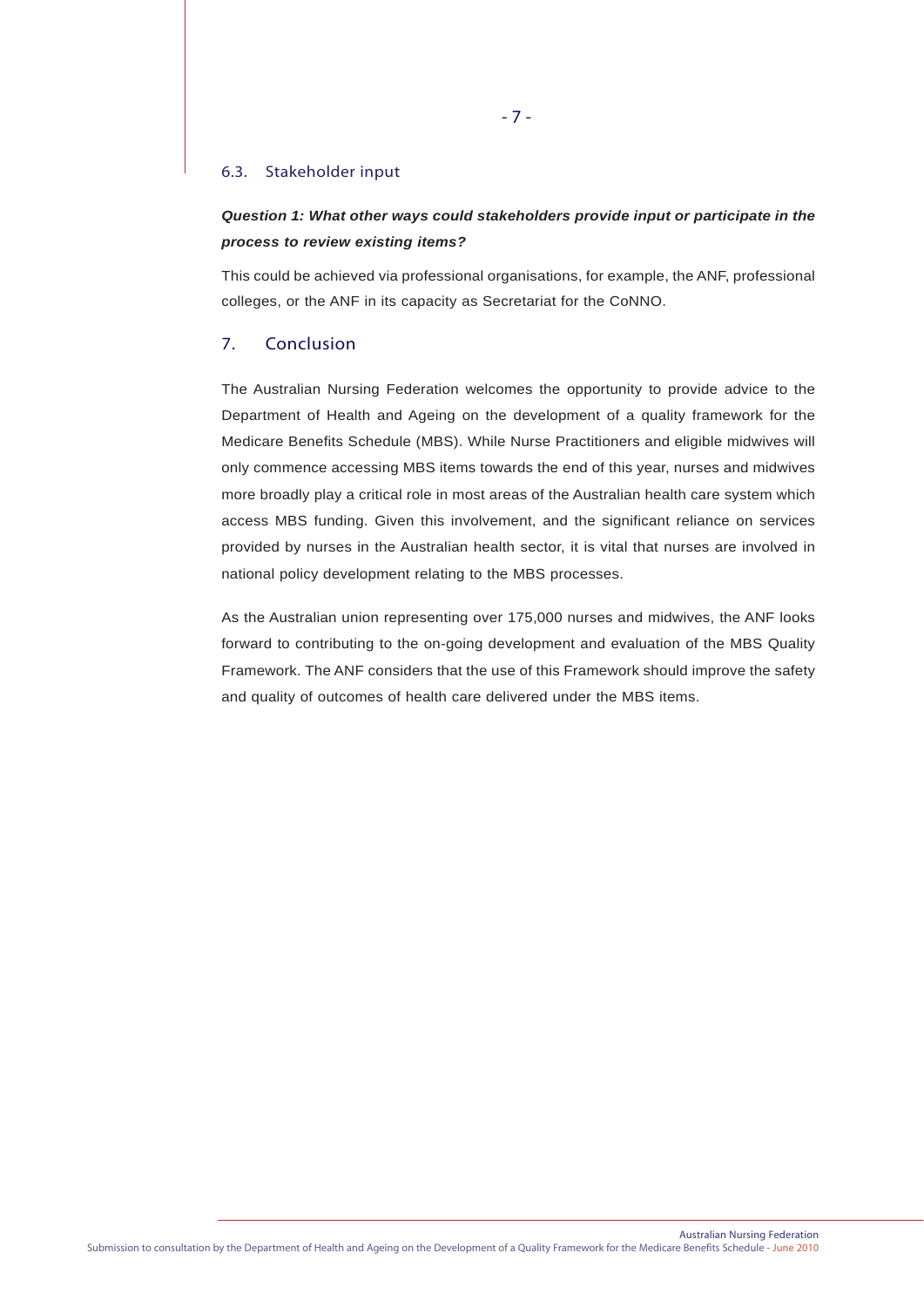### 6.3. Stakeholder input

***Question 1: What other ways could stakeholders provide input or participate in the process to review existing items?***

This could be achieved via professional organisations, for example, the ANF, professional colleges, or the ANF in its capacity as Secretariat for the CoNNO.

## 7. Conclusion

The Australian Nursing Federation welcomes the opportunity to provide advice to the Department of Health and Ageing on the development of a quality framework for the Medicare Benefits Schedule (MBS). While Nurse Practitioners and eligible midwives will only commence accessing MBS items towards the end of this year, nurses and midwives more broadly play a critical role in most areas of the Australian health care system which access MBS funding. Given this involvement, and the significant reliance on services provided by nurses in the Australian health sector, it is vital that nurses are involved in national policy development relating to the MBS processes.

As the Australian union representing over 175,000 nurses and midwives, the ANF looks forward to contributing to the on-going development and evaluation of the MBS Quality Framework. The ANF considers that the use of this Framework should improve the safety and quality of outcomes of health care delivered under the MBS items.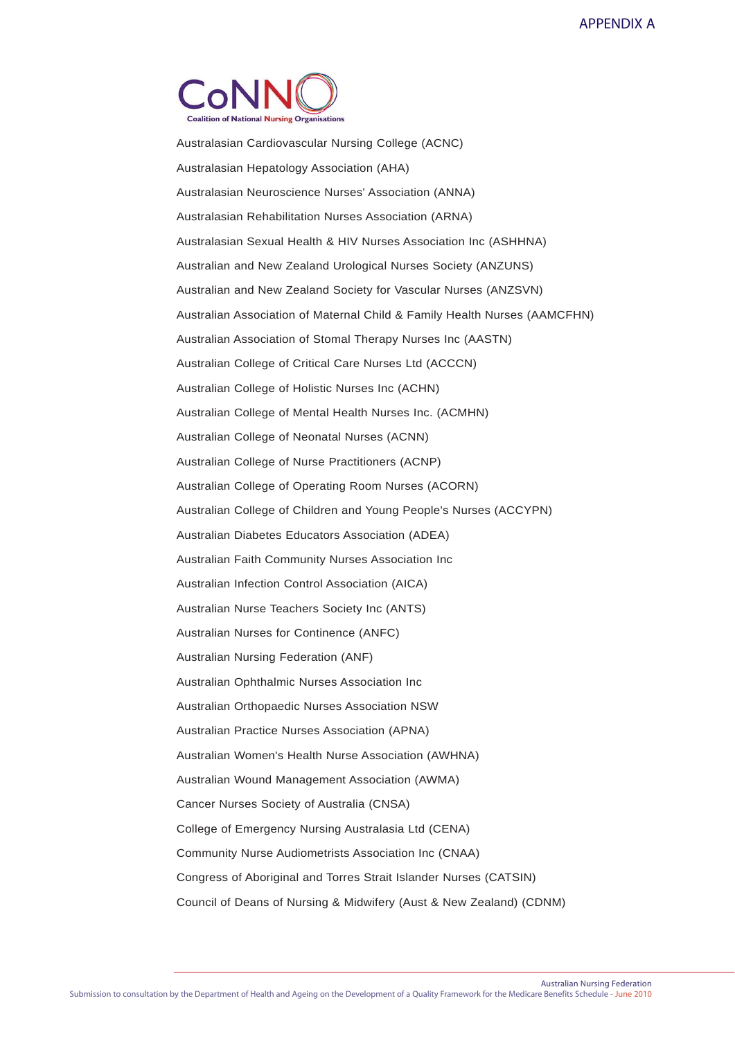# APPENDIX A

CoNNO
Coalition of National Nursing Organisations

Australasian Cardiovascular Nursing College (ACNC)

Australasian Hepatology Association (AHA)

Australasian Neuroscience Nurses' Association (ANNA)

Australasian Rehabilitation Nurses Association (ARNA)

Australasian Sexual Health & HIV Nurses Association Inc (ASHHNA)

Australian and New Zealand Urological Nurses Society (ANZUNS)

Australian and New Zealand Society for Vascular Nurses (ANZSVN)

Australian Association of Maternal Child & Family Health Nurses (AAMCFHN)

Australian Association of Stomal Therapy Nurses Inc (AASTN)

Australian College of Critical Care Nurses Ltd (ACCCN)

Australian College of Holistic Nurses Inc (ACHN)

Australian College of Mental Health Nurses Inc. (ACMHN)

Australian College of Neonatal Nurses (ACNN)

Australian College of Nurse Practitioners (ACNP)

Australian College of Operating Room Nurses (ACORN)

Australian College of Children and Young People's Nurses (ACCYPN)

Australian Diabetes Educators Association (ADEA)

Australian Faith Community Nurses Association Inc

Australian Infection Control Association (AICA)

Australian Nurse Teachers Society Inc (ANTS)

Australian Nurses for Continence (ANFC)

Australian Nursing Federation (ANF)

Australian Ophthalmic Nurses Association Inc

Australian Orthopaedic Nurses Association NSW

Australian Practice Nurses Association (APNA)

Australian Women's Health Nurse Association (AWHNA)

Australian Wound Management Association (AWMA)

Cancer Nurses Society of Australia (CNSA)

College of Emergency Nursing Australasia Ltd (CENA)

Community Nurse Audiometrists Association Inc (CNAA)

Congress of Aboriginal and Torres Strait Islander Nurses (CATSIN)

Council of Deans of Nursing & Midwifery (Aust & New Zealand) (CDNM)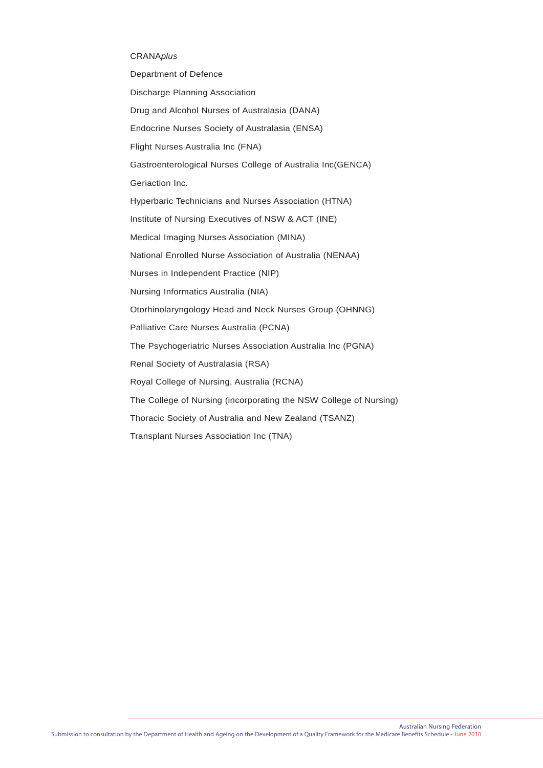CRANA*plus*

Department of Defence

Discharge Planning Association

Drug and Alcohol Nurses of Australasia (DANA)

Endocrine Nurses Society of Australasia (ENSA)

Flight Nurses Australia Inc (FNA)

Gastroenterological Nurses College of Australia Inc(GENCA)

Geriaction Inc.

Hyperbaric Technicians and Nurses Association (HTNA)

Institute of Nursing Executives of NSW & ACT (INE)

Medical Imaging Nurses Association (MINA)

National Enrolled Nurse Association of Australia (NENAA)

Nurses in Independent Practice (NIP)

Nursing Informatics Australia (NIA)

Otorhinolaryngology Head and Neck Nurses Group (OHNNG)

Palliative Care Nurses Australia (PCNA)

The Psychogeriatric Nurses Association Australia Inc (PGNA)

Renal Society of Australasia (RSA)

Royal College of Nursing, Australia (RCNA)

The College of Nursing (incorporating the NSW College of Nursing)

Thoracic Society of Australia and New Zealand (TSANZ)

Transplant Nurses Association Inc (TNA)